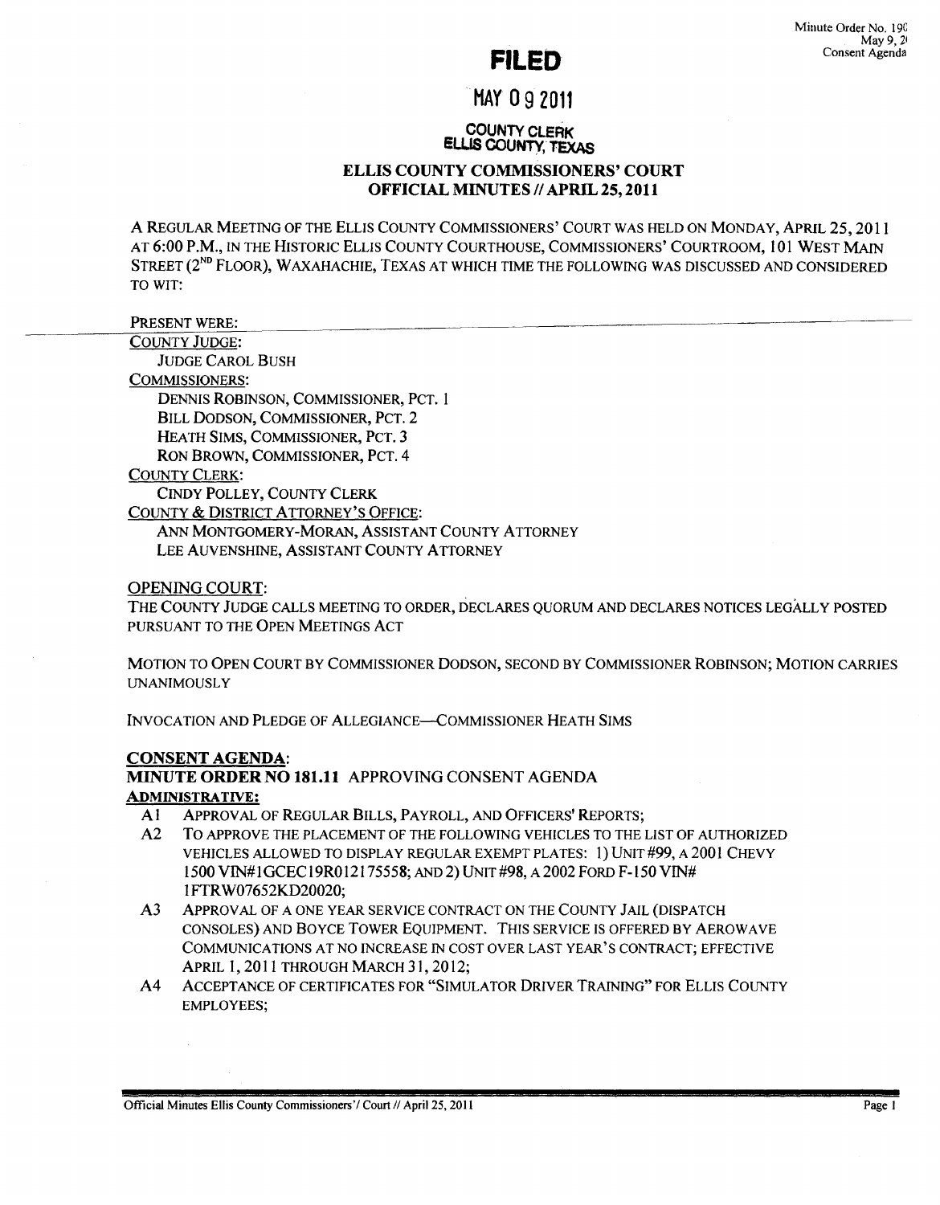Minute Order No. 19(
May 9, 2(
Consent Agenda

**FILED**

**MAY 09 2011**

COUNTY CLERK
ELLIS COUNTY, TEXAS

# ELLIS COUNTY COMMISSIONERS' COURT
## OFFICIAL MINUTES // APRIL 25, 2011

A REGULAR MEETING OF THE ELLIS COUNTY COMMISSIONERS' COURT WAS HELD ON MONDAY, APRIL 25, 2011 AT 6:00 P.M., IN THE HISTORIC ELLIS COUNTY COURTHOUSE, COMMISSIONERS' COURTROOM, 101 WEST MAIN STREET (2ND FLOOR), WAXAHACHIE, TEXAS AT WHICH TIME THE FOLLOWING WAS DISCUSSED AND CONSIDERED TO WIT:

PRESENT WERE:

COUNTY JUDGE:
- JUDGE CAROL BUSH

COMMISSIONERS:
- DENNIS ROBINSON, COMMISSIONER, PCT. 1
- BILL DODSON, COMMISSIONER, PCT. 2
- HEATH SIMS, COMMISSIONER, PCT. 3
- RON BROWN, COMMISSIONER, PCT. 4

COUNTY CLERK:
- CINDY POLLEY, COUNTY CLERK

COUNTY & DISTRICT ATTORNEY'S OFFICE:
- ANN MONTGOMERY-MORAN, ASSISTANT COUNTY ATTORNEY
- LEE AUVENSHINE, ASSISTANT COUNTY ATTORNEY

OPENING COURT:

THE COUNTY JUDGE CALLS MEETING TO ORDER, DECLARES QUORUM AND DECLARES NOTICES LEGALLY POSTED PURSUANT TO THE OPEN MEETINGS ACT

MOTION TO OPEN COURT BY COMMISSIONER DODSON, SECOND BY COMMISSIONER ROBINSON; MOTION CARRIES UNANIMOUSLY

INVOCATION AND PLEDGE OF ALLEGIANCE—COMMISSIONER HEATH SIMS

**CONSENT AGENDA:**

**MINUTE ORDER NO 181.11** APPROVING CONSENT AGENDA

**ADMINISTRATIVE:**

- A1 APPROVAL OF REGULAR BILLS, PAYROLL, AND OFFICERS' REPORTS;
- A2 TO APPROVE THE PLACEMENT OF THE FOLLOWING VEHICLES TO THE LIST OF AUTHORIZED VEHICLES ALLOWED TO DISPLAY REGULAR EXEMPT PLATES: 1) UNIT #99, A 2001 CHEVY 1500 VIN#1GCEC19R012175558; AND 2) UNIT #98, A 2002 FORD F-150 VIN# 1FTRW07652KD20020;
- A3 APPROVAL OF A ONE YEAR SERVICE CONTRACT ON THE COUNTY JAIL (DISPATCH CONSOLES) AND BOYCE TOWER EQUIPMENT. THIS SERVICE IS OFFERED BY AEROWAVE COMMUNICATIONS AT NO INCREASE IN COST OVER LAST YEAR'S CONTRACT; EFFECTIVE APRIL 1, 2011 THROUGH MARCH 31, 2012;
- A4 ACCEPTANCE OF CERTIFICATES FOR "SIMULATOR DRIVER TRAINING" FOR ELLIS COUNTY EMPLOYEES;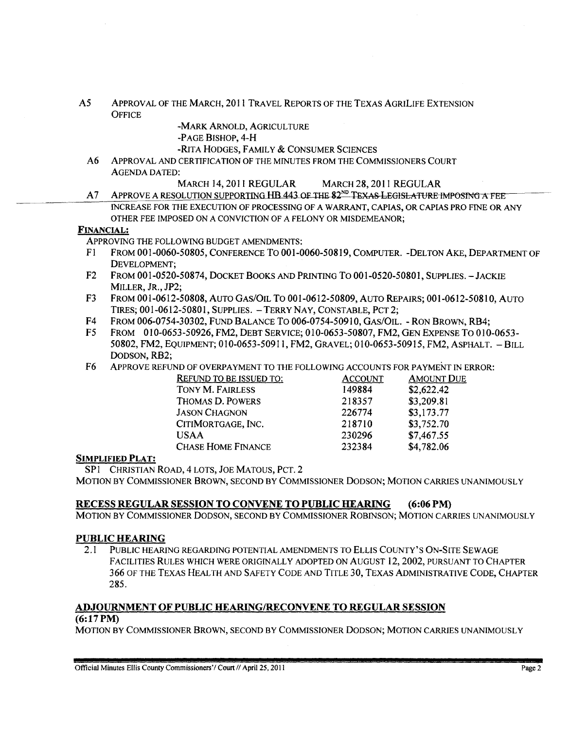A5 APPROVAL OF THE MARCH, 2011 TRAVEL REPORTS OF THE TEXAS AGRILIFE EXTENSION OFFICE

- -MARK ARNOLD, AGRICULTURE
- -PAGE BISHOP, 4-H
- -RITA HODGES, FAMILY & CONSUMER SCIENCES

A6 APPROVAL AND CERTIFICATION OF THE MINUTES FROM THE COMMISSIONERS COURT AGENDA DATED:

MARCH 14, 2011 REGULAR    MARCH 28, 2011 REGULAR

A7 APPROVE A RESOLUTION SUPPORTING HB 443 OF THE 82ND TEXAS LEGISLATURE IMPOSING A FEE INCREASE FOR THE EXECUTION OF PROCESSING OF A WARRANT, CAPIAS, OR CAPIAS PRO FINE OR ANY OTHER FEE IMPOSED ON A CONVICTION OF A FELONY OR MISDEMEANOR;

**FINANCIAL:**

APPROVING THE FOLLOWING BUDGET AMENDMENTS:

F1 FROM 001-0060-50805, CONFERENCE TO 001-0060-50819, COMPUTER. -DELTON AKE, DEPARTMENT OF DEVELOPMENT;

F2 FROM 001-0520-50874, DOCKET BOOKS AND PRINTING TO 001-0520-50801, SUPPLIES. – JACKIE MILLER, JR., JP2;

F3 FROM 001-0612-50808, AUTO GAS/OIL TO 001-0612-50809, AUTO REPAIRS; 001-0612-50810, AUTO TIRES; 001-0612-50801, SUPPLIES. – TERRY NAY, CONSTABLE, PCT 2;

F4 FROM 006-0754-30302, FUND BALANCE TO 006-0754-50910, GAS/OIL. - RON BROWN, RB4;

F5 FROM 010-0653-50926, FM2, DEBT SERVICE; 010-0653-50807, FM2, GEN EXPENSE TO 010-0653-50802, FM2, EQUIPMENT; 010-0653-50911, FM2, GRAVEL; 010-0653-50915, FM2, ASPHALT. – BILL DODSON, RB2;

F6 APPROVE REFUND OF OVERPAYMENT TO THE FOLLOWING ACCOUNTS FOR PAYMENT IN ERROR:

| REFUND TO BE ISSUED TO: | ACCOUNT | AMOUNT DUE |
|---|---|---|
| TONY M. FAIRLESS | 149884 | $2,622.42 |
| THOMAS D. POWERS | 218357 | $3,209.81 |
| JASON CHAGNON | 226774 | $3,173.77 |
| CITIMORTGAGE, INC. | 218710 | $3,752.70 |
| USAA | 230296 | $7,467.55 |
| CHASE HOME FINANCE | 232384 | $4,782.06 |

**SIMPLIFIED PLAT:**

SP1 CHRISTIAN ROAD, 4 LOTS, JOE MATOUS, PCT. 2

MOTION BY COMMISSIONER BROWN, SECOND BY COMMISSIONER DODSON; MOTION CARRIES UNANIMOUSLY

## RECESS REGULAR SESSION TO CONVENE TO PUBLIC HEARING (6:06 PM)

MOTION BY COMMISSIONER DODSON, SECOND BY COMMISSIONER ROBINSON; MOTION CARRIES UNANIMOUSLY

## PUBLIC HEARING

2.1 PUBLIC HEARING REGARDING POTENTIAL AMENDMENTS TO ELLIS COUNTY'S ON-SITE SEWAGE FACILITIES RULES WHICH WERE ORIGINALLY ADOPTED ON AUGUST 12, 2002, PURSUANT TO CHAPTER 366 OF THE TEXAS HEALTH AND SAFETY CODE AND TITLE 30, TEXAS ADMINISTRATIVE CODE, CHAPTER 285.

## ADJOURNMENT OF PUBLIC HEARING/RECONVENE TO REGULAR SESSION (6:17 PM)

MOTION BY COMMISSIONER BROWN, SECOND BY COMMISSIONER DODSON; MOTION CARRIES UNANIMOUSLY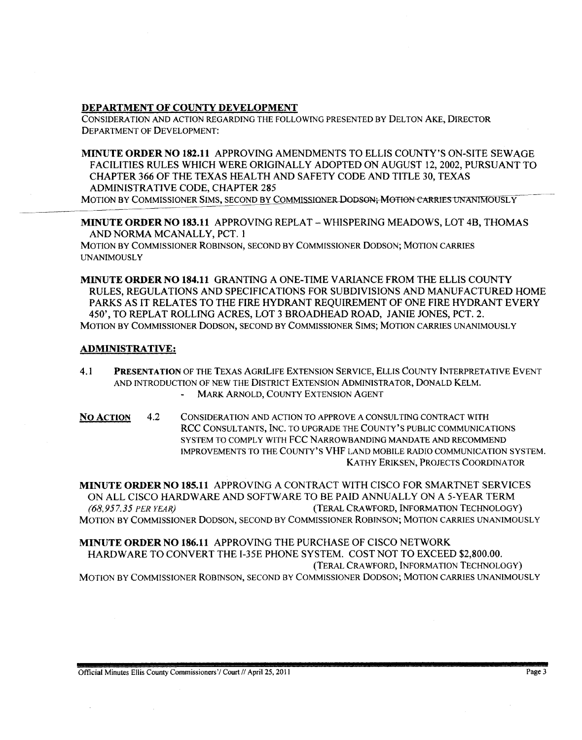## DEPARTMENT OF COUNTY DEVELOPMENT

CONSIDERATION AND ACTION REGARDING THE FOLLOWING PRESENTED BY DELTON AKE, DIRECTOR DEPARTMENT OF DEVELOPMENT:

**MINUTE ORDER NO 182.11** APPROVING AMENDMENTS TO ELLIS COUNTY'S ON-SITE SEWAGE FACILITIES RULES WHICH WERE ORIGINALLY ADOPTED ON AUGUST 12, 2002, PURSUANT TO CHAPTER 366 OF THE TEXAS HEALTH AND SAFETY CODE AND TITLE 30, TEXAS ADMINISTRATIVE CODE, CHAPTER 285

MOTION BY COMMISSIONER SIMS, SECOND BY COMMISSIONER DODSON; MOTION CARRIES UNANIMOUSLY

**MINUTE ORDER NO 183.11** APPROVING REPLAT – WHISPERING MEADOWS, LOT 4B, THOMAS AND NORMA MCANALLY, PCT. 1

MOTION BY COMMISSIONER ROBINSON, SECOND BY COMMISSIONER DODSON; MOTION CARRIES UNANIMOUSLY

**MINUTE ORDER NO 184.11** GRANTING A ONE-TIME VARIANCE FROM THE ELLIS COUNTY RULES, REGULATIONS AND SPECIFICATIONS FOR SUBDIVISIONS AND MANUFACTURED HOME PARKS AS IT RELATES TO THE FIRE HYDRANT REQUIREMENT OF ONE FIRE HYDRANT EVERY 450', TO REPLAT ROLLING ACRES, LOT 3 BROADHEAD ROAD, JANIE JONES, PCT. 2.

MOTION BY COMMISSIONER DODSON, SECOND BY COMMISSIONER SIMS; MOTION CARRIES UNANIMOUSLY

## ADMINISTRATIVE:

4.1 **PRESENTATION** OF THE TEXAS AGRILIFE EXTENSION SERVICE, ELLIS COUNTY INTERPRETATIVE EVENT AND INTRODUCTION OF NEW THE DISTRICT EXTENSION ADMINISTRATOR, DONALD KELM.
- MARK ARNOLD, COUNTY EXTENSION AGENT

**NO ACTION** 4.2 CONSIDERATION AND ACTION TO APPROVE A CONSULTING CONTRACT WITH RCC CONSULTANTS, INC. TO UPGRADE THE COUNTY'S PUBLIC COMMUNICATIONS SYSTEM TO COMPLY WITH FCC NARROWBANDING MANDATE AND RECOMMEND IMPROVEMENTS TO THE COUNTY'S VHF LAND MOBILE RADIO COMMUNICATION SYSTEM.
KATHY ERIKSEN, PROJECTS COORDINATOR

**MINUTE ORDER NO 185.11** APPROVING A CONTRACT WITH CISCO FOR SMARTNET SERVICES ON ALL CISCO HARDWARE AND SOFTWARE TO BE PAID ANNUALLY ON A 5-YEAR TERM *(68,957.35 PER YEAR)* (TERAL CRAWFORD, INFORMATION TECHNOLOGY)

MOTION BY COMMISSIONER DODSON, SECOND BY COMMISSIONER ROBINSON; MOTION CARRIES UNANIMOUSLY

**MINUTE ORDER NO 186.11** APPROVING THE PURCHASE OF CISCO NETWORK HARDWARE TO CONVERT THE I-35E PHONE SYSTEM. COST NOT TO EXCEED $2,800.00.
(TERAL CRAWFORD, INFORMATION TECHNOLOGY)

MOTION BY COMMISSIONER ROBINSON, SECOND BY COMMISSIONER DODSON; MOTION CARRIES UNANIMOUSLY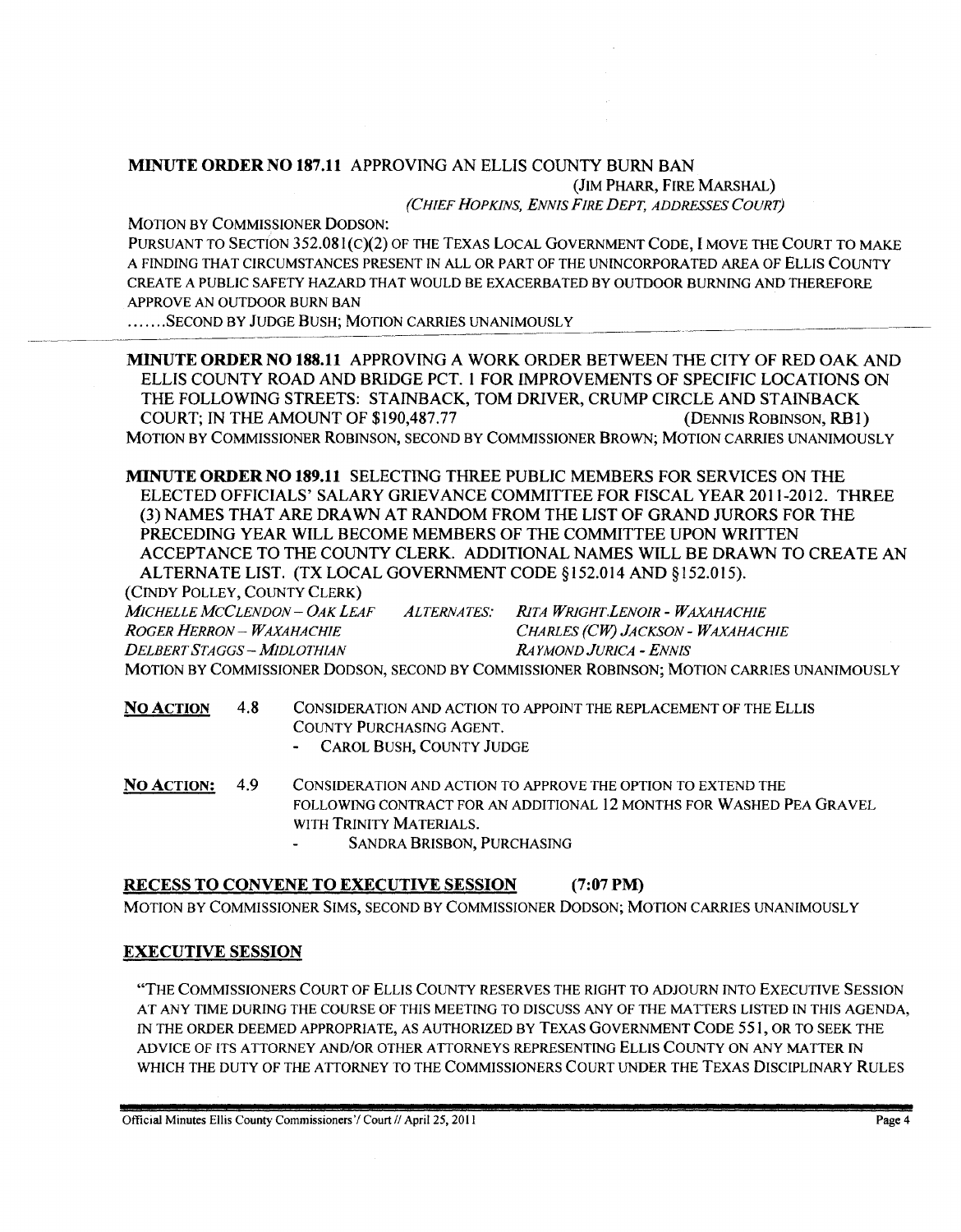**MINUTE ORDER NO 187.11** APPROVING AN ELLIS COUNTY BURN BAN

(JIM PHARR, FIRE MARSHAL)

*(CHIEF HOPKINS, ENNIS FIRE DEPT, ADDRESSES COURT)*

MOTION BY COMMISSIONER DODSON:

PURSUANT TO SECTION 352.081(C)(2) OF THE TEXAS LOCAL GOVERNMENT CODE, I MOVE THE COURT TO MAKE A FINDING THAT CIRCUMSTANCES PRESENT IN ALL OR PART OF THE UNINCORPORATED AREA OF ELLIS COUNTY CREATE A PUBLIC SAFETY HAZARD THAT WOULD BE EXACERBATED BY OUTDOOR BURNING AND THEREFORE APPROVE AN OUTDOOR BURN BAN

.......SECOND BY JUDGE BUSH; MOTION CARRIES UNANIMOUSLY

---

**MINUTE ORDER NO 188.11** APPROVING A WORK ORDER BETWEEN THE CITY OF RED OAK AND ELLIS COUNTY ROAD AND BRIDGE PCT. 1 FOR IMPROVEMENTS OF SPECIFIC LOCATIONS ON THE FOLLOWING STREETS: STAINBACK, TOM DRIVER, CRUMP CIRCLE AND STAINBACK COURT; IN THE AMOUNT OF $190,487.77 (DENNIS ROBINSON, RB1)

MOTION BY COMMISSIONER ROBINSON, SECOND BY COMMISSIONER BROWN; MOTION CARRIES UNANIMOUSLY

**MINUTE ORDER NO 189.11** SELECTING THREE PUBLIC MEMBERS FOR SERVICES ON THE ELECTED OFFICIALS' SALARY GRIEVANCE COMMITTEE FOR FISCAL YEAR 2011-2012. THREE (3) NAMES THAT ARE DRAWN AT RANDOM FROM THE LIST OF GRAND JURORS FOR THE PRECEDING YEAR WILL BECOME MEMBERS OF THE COMMITTEE UPON WRITTEN ACCEPTANCE TO THE COUNTY CLERK. ADDITIONAL NAMES WILL BE DRAWN TO CREATE AN ALTERNATE LIST. (TX LOCAL GOVERNMENT CODE §152.014 AND §152.015).

(CINDY POLLEY, COUNTY CLERK)

| | | |
|---|---|---|
| *MICHELLE MCCLENDON – OAK LEAF* | *ALTERNATES:* | *RITA WRIGHT.LENOIR - WAXAHACHIE* |
| *ROGER HERRON – WAXAHACHIE* | | *CHARLES (CW) JACKSON - WAXAHACHIE* |
| *DELBERT STAGGS – MIDLOTHIAN* | | *RAYMOND JURICA - ENNIS* |

MOTION BY COMMISSIONER DODSON, SECOND BY COMMISSIONER ROBINSON; MOTION CARRIES UNANIMOUSLY

**NO ACTION** 4.8 CONSIDERATION AND ACTION TO APPOINT THE REPLACEMENT OF THE ELLIS COUNTY PURCHASING AGENT.

- CAROL BUSH, COUNTY JUDGE

**NO ACTION:** 4.9 CONSIDERATION AND ACTION TO APPROVE THE OPTION TO EXTEND THE FOLLOWING CONTRACT FOR AN ADDITIONAL 12 MONTHS FOR WASHED PEA GRAVEL WITH TRINITY MATERIALS.

- SANDRA BRISBON, PURCHASING

**RECESS TO CONVENE TO EXECUTIVE SESSION** **(7:07 PM)**

MOTION BY COMMISSIONER SIMS, SECOND BY COMMISSIONER DODSON; MOTION CARRIES UNANIMOUSLY

**EXECUTIVE SESSION**

"THE COMMISSIONERS COURT OF ELLIS COUNTY RESERVES THE RIGHT TO ADJOURN INTO EXECUTIVE SESSION AT ANY TIME DURING THE COURSE OF THIS MEETING TO DISCUSS ANY OF THE MATTERS LISTED IN THIS AGENDA, IN THE ORDER DEEMED APPROPRIATE, AS AUTHORIZED BY TEXAS GOVERNMENT CODE 551, OR TO SEEK THE ADVICE OF ITS ATTORNEY AND/OR OTHER ATTORNEYS REPRESENTING ELLIS COUNTY ON ANY MATTER IN WHICH THE DUTY OF THE ATTORNEY TO THE COMMISSIONERS COURT UNDER THE TEXAS DISCIPLINARY RULES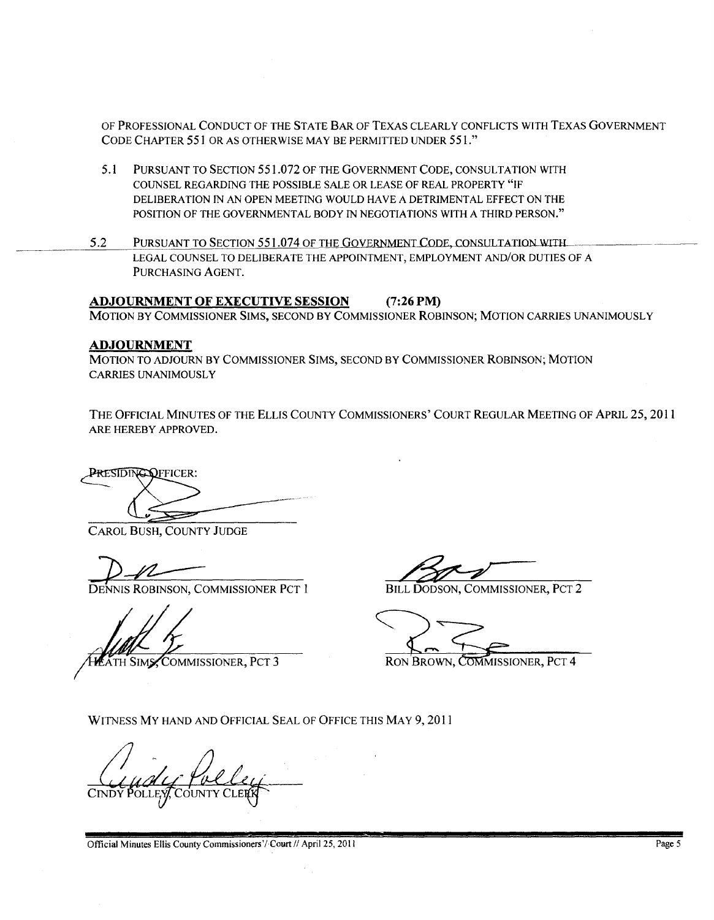OF PROFESSIONAL CONDUCT OF THE STATE BAR OF TEXAS CLEARLY CONFLICTS WITH TEXAS GOVERNMENT CODE CHAPTER 551 OR AS OTHERWISE MAY BE PERMITTED UNDER 551."

5.1 PURSUANT TO SECTION 551.072 OF THE GOVERNMENT CODE, CONSULTATION WITH COUNSEL REGARDING THE POSSIBLE SALE OR LEASE OF REAL PROPERTY "IF DELIBERATION IN AN OPEN MEETING WOULD HAVE A DETRIMENTAL EFFECT ON THE POSITION OF THE GOVERNMENTAL BODY IN NEGOTIATIONS WITH A THIRD PERSON."

5.2 PURSUANT TO SECTION 551.074 OF THE GOVERNMENT CODE, CONSULTATION WITH LEGAL COUNSEL TO DELIBERATE THE APPOINTMENT, EMPLOYMENT AND/OR DUTIES OF A PURCHASING AGENT.

**ADJOURNMENT OF EXECUTIVE SESSION (7:26 PM)**

MOTION BY COMMISSIONER SIMS, SECOND BY COMMISSIONER ROBINSON; MOTION CARRIES UNANIMOUSLY

**ADJOURNMENT**

MOTION TO ADJOURN BY COMMISSIONER SIMS, SECOND BY COMMISSIONER ROBINSON; MOTION CARRIES UNANIMOUSLY

THE OFFICIAL MINUTES OF THE ELLIS COUNTY COMMISSIONERS' COURT REGULAR MEETING OF APRIL 25, 2011 ARE HEREBY APPROVED.

PRESIDING OFFICER:

CAROL BUSH, COUNTY JUDGE

DENNIS ROBINSON, COMMISSIONER PCT 1

BILL DODSON, COMMISSIONER, PCT 2

HEATH SIMS, COMMISSIONER, PCT 3

RON BROWN, COMMISSIONER, PCT 4

WITNESS MY HAND AND OFFICIAL SEAL OF OFFICE THIS MAY 9, 2011

CINDY POLLEY, COUNTY CLERK